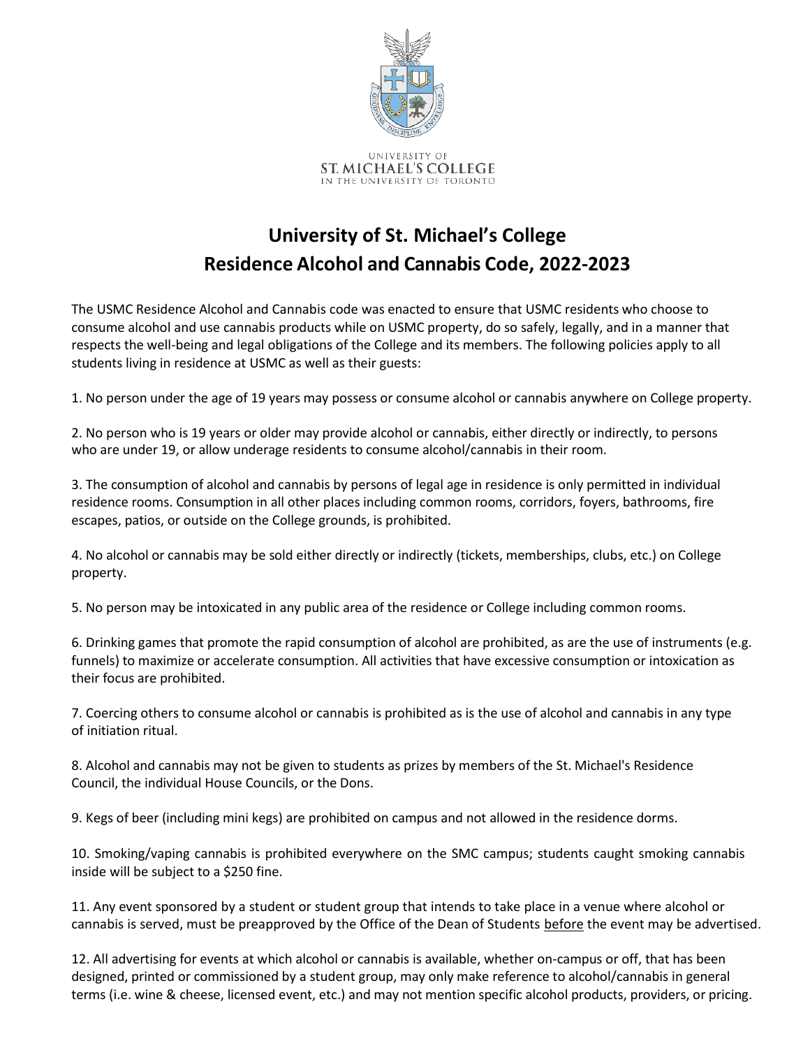UNIVERSITY OF
ST. MICHAEL'S COLLEGE
IN THE UNIVERSITY OF TORONTO

# University of St. Michael's College
# Residence Alcohol and Cannabis Code, 2022-2023

The USMC Residence Alcohol and Cannabis code was enacted to ensure that USMC residents who choose to consume alcohol and use cannabis products while on USMC property, do so safely, legally, and in a manner that respects the well-being and legal obligations of the College and its members. The following policies apply to all students living in residence at USMC as well as their guests:

1. No person under the age of 19 years may possess or consume alcohol or cannabis anywhere on College property.

2. No person who is 19 years or older may provide alcohol or cannabis, either directly or indirectly, to persons who are under 19, or allow underage residents to consume alcohol/cannabis in their room.

3. The consumption of alcohol and cannabis by persons of legal age in residence is only permitted in individual residence rooms. Consumption in all other places including common rooms, corridors, foyers, bathrooms, fire escapes, patios, or outside on the College grounds, is prohibited.

4. No alcohol or cannabis may be sold either directly or indirectly (tickets, memberships, clubs, etc.) on College property.

5. No person may be intoxicated in any public area of the residence or College including common rooms.

6. Drinking games that promote the rapid consumption of alcohol are prohibited, as are the use of instruments (e.g. funnels) to maximize or accelerate consumption. All activities that have excessive consumption or intoxication as their focus are prohibited.

7. Coercing others to consume alcohol or cannabis is prohibited as is the use of alcohol and cannabis in any type of initiation ritual.

8. Alcohol and cannabis may not be given to students as prizes by members of the St. Michael's Residence Council, the individual House Councils, or the Dons.

9. Kegs of beer (including mini kegs) are prohibited on campus and not allowed in the residence dorms.

10. Smoking/vaping cannabis is prohibited everywhere on the SMC campus; students caught smoking cannabis inside will be subject to a $250 fine.

11. Any event sponsored by a student or student group that intends to take place in a venue where alcohol or cannabis is served, must be preapproved by the Office of the Dean of Students before the event may be advertised.

12. All advertising for events at which alcohol or cannabis is available, whether on-campus or off, that has been designed, printed or commissioned by a student group, may only make reference to alcohol/cannabis in general terms (i.e. wine & cheese, licensed event, etc.) and may not mention specific alcohol products, providers, or pricing.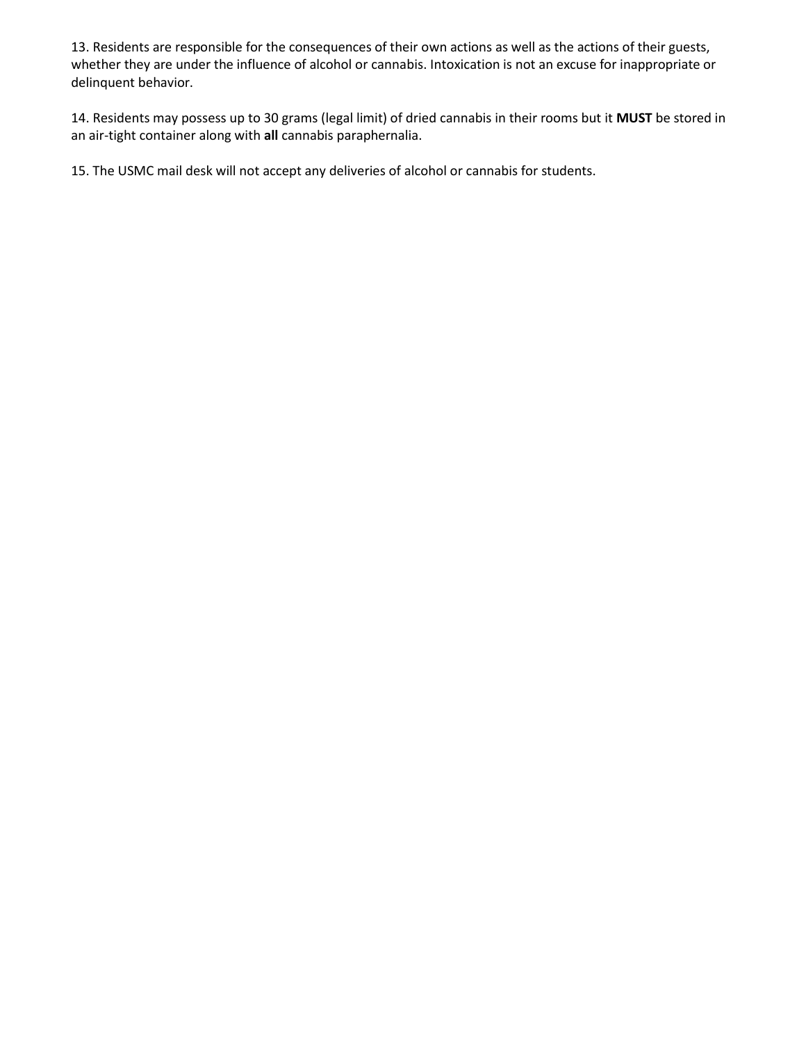13. Residents are responsible for the consequences of their own actions as well as the actions of their guests, whether they are under the influence of alcohol or cannabis. Intoxication is not an excuse for inappropriate or delinquent behavior.

14. Residents may possess up to 30 grams (legal limit) of dried cannabis in their rooms but it **MUST** be stored in an air-tight container along with **all** cannabis paraphernalia.

15. The USMC mail desk will not accept any deliveries of alcohol or cannabis for students.